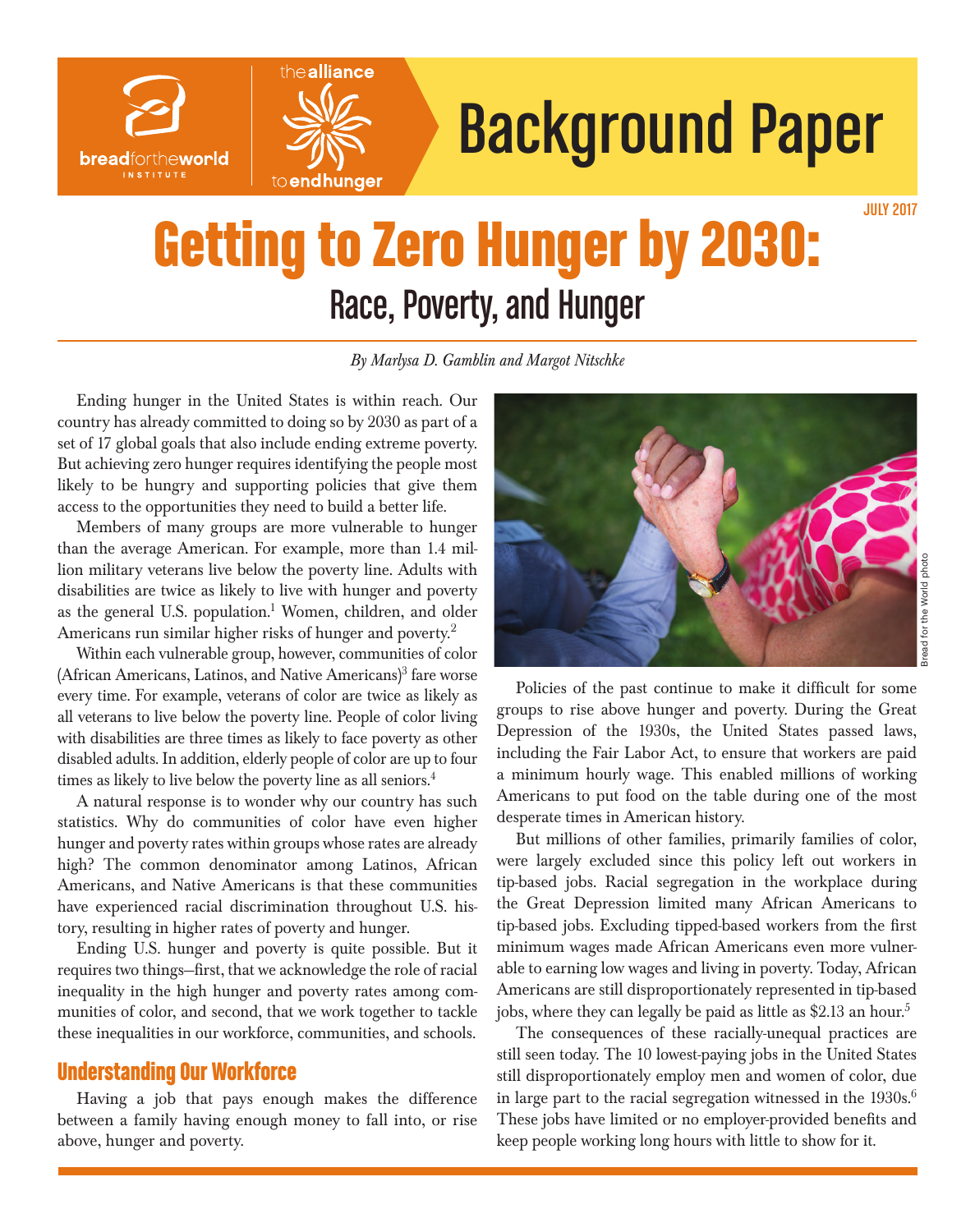breadfortheworld INSTITUTE

the alliance to end hunger

# Background Paper

JULY 2017

# Getting to Zero Hunger by 2030:

## Race, Poverty, and Hunger

*By Marlysa D. Gamblin and Margot Nitschke*

Ending hunger in the United States is within reach. Our country has already committed to doing so by 2030 as part of a set of 17 global goals that also include ending extreme poverty. But achieving zero hunger requires identifying the people most likely to be hungry and supporting policies that give them access to the opportunities they need to build a better life.

Members of many groups are more vulnerable to hunger than the average American. For example, more than 1.4 million military veterans live below the poverty line. Adults with disabilities are twice as likely to live with hunger and poverty as the general U.S. population.[1] Women, children, and older Americans run similar higher risks of hunger and poverty.[2]

Within each vulnerable group, however, communities of color (African Americans, Latinos, and Native Americans)[3] fare worse every time. For example, veterans of color are twice as likely as all veterans to live below the poverty line. People of color living with disabilities are three times as likely to face poverty as other disabled adults. In addition, elderly people of color are up to four times as likely to live below the poverty line as all seniors.[4]

A natural response is to wonder why our country has such statistics. Why do communities of color have even higher hunger and poverty rates within groups whose rates are already high? The common denominator among Latinos, African Americans, and Native Americans is that these communities have experienced racial discrimination throughout U.S. history, resulting in higher rates of poverty and hunger.

Ending U.S. hunger and poverty is quite possible. But it requires two things—first, that we acknowledge the role of racial inequality in the high hunger and poverty rates among communities of color, and second, that we work together to tackle these inequalities in our workforce, communities, and schools.

### Understanding Our Workforce

Having a job that pays enough makes the difference between a family having enough money to fall into, or rise above, hunger and poverty.

Bread for the World photo

Policies of the past continue to make it difficult for some groups to rise above hunger and poverty. During the Great Depression of the 1930s, the United States passed laws, including the Fair Labor Act, to ensure that workers are paid a minimum hourly wage. This enabled millions of working Americans to put food on the table during one of the most desperate times in American history.

But millions of other families, primarily families of color, were largely excluded since this policy left out workers in tip-based jobs. Racial segregation in the workplace during the Great Depression limited many African Americans to tip-based jobs. Excluding tipped-based workers from the first minimum wages made African Americans even more vulnerable to earning low wages and living in poverty. Today, African Americans are still disproportionately represented in tip-based jobs, where they can legally be paid as little as $2.13 an hour.[5]

The consequences of these racially-unequal practices are still seen today. The 10 lowest-paying jobs in the United States still disproportionately employ men and women of color, due in large part to the racial segregation witnessed in the 1930s.[6] These jobs have limited or no employer-provided benefits and keep people working long hours with little to show for it.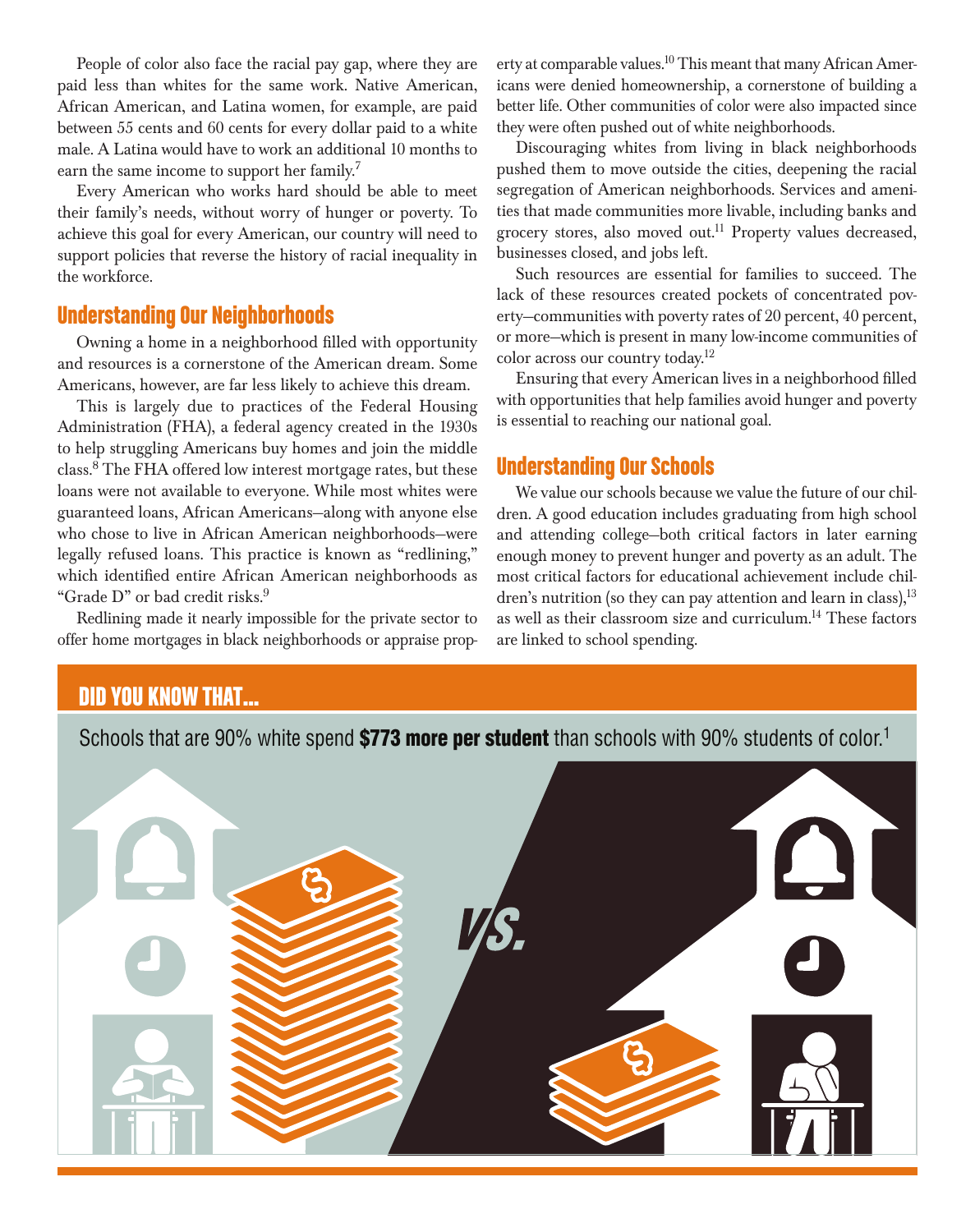People of color also face the racial pay gap, where they are paid less than whites for the same work. Native American, African American, and Latina women, for example, are paid between 55 cents and 60 cents for every dollar paid to a white male. A Latina would have to work an additional 10 months to earn the same income to support her family.[7]

Every American who works hard should be able to meet their family's needs, without worry of hunger or poverty. To achieve this goal for every American, our country will need to support policies that reverse the history of racial inequality in the workforce.

## Understanding Our Neighborhoods

Owning a home in a neighborhood filled with opportunity and resources is a cornerstone of the American dream. Some Americans, however, are far less likely to achieve this dream.

This is largely due to practices of the Federal Housing Administration (FHA), a federal agency created in the 1930s to help struggling Americans buy homes and join the middle class.[8] The FHA offered low interest mortgage rates, but these loans were not available to everyone. While most whites were guaranteed loans, African Americans—along with anyone else who chose to live in African American neighborhoods—were legally refused loans. This practice is known as "redlining," which identified entire African American neighborhoods as "Grade D" or bad credit risks.[9]

Redlining made it nearly impossible for the private sector to offer home mortgages in black neighborhoods or appraise property at comparable values.[10] This meant that many African Americans were denied homeownership, a cornerstone of building a better life. Other communities of color were also impacted since they were often pushed out of white neighborhoods.

Discouraging whites from living in black neighborhoods pushed them to move outside the cities, deepening the racial segregation of American neighborhoods. Services and amenities that made communities more livable, including banks and grocery stores, also moved out.[11] Property values decreased, businesses closed, and jobs left.

Such resources are essential for families to succeed. The lack of these resources created pockets of concentrated poverty—communities with poverty rates of 20 percent, 40 percent, or more—which is present in many low-income communities of color across our country today.[12]

Ensuring that every American lives in a neighborhood filled with opportunities that help families avoid hunger and poverty is essential to reaching our national goal.

## Understanding Our Schools

We value our schools because we value the future of our children. A good education includes graduating from high school and attending college—both critical factors in later earning enough money to prevent hunger and poverty as an adult. The most critical factors for educational achievement include children's nutrition (so they can pay attention and learn in class),[13] as well as their classroom size and curriculum.[14] These factors are linked to school spending.

### DID YOU KNOW THAT...

Schools that are 90% white spend **$773 more per student** than schools with 90% students of color.[1]

VS.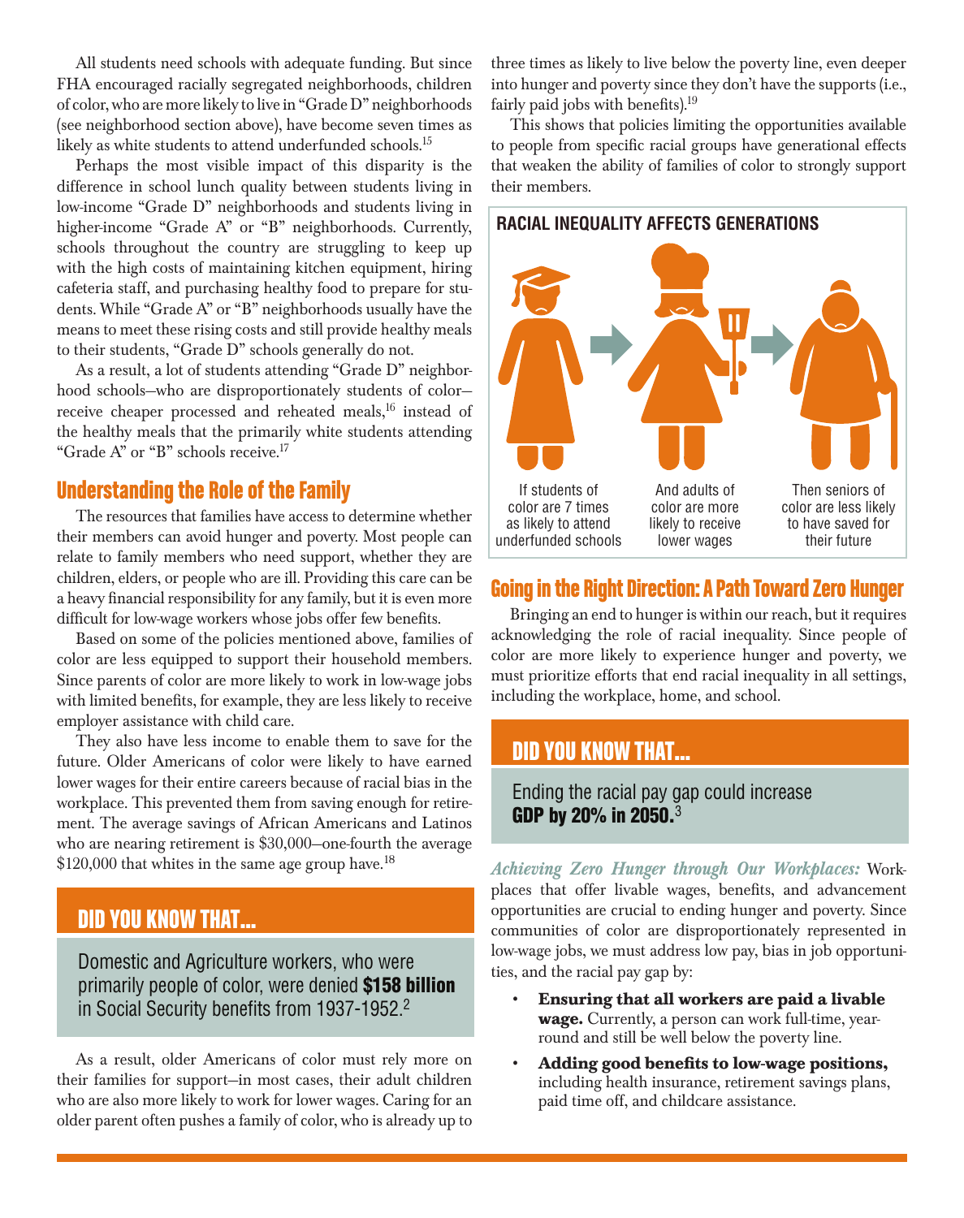All students need schools with adequate funding. But since FHA encouraged racially segregated neighborhoods, children of color, who are more likely to live in "Grade D" neighborhoods (see neighborhood section above), have become seven times as likely as white students to attend underfunded schools.[15]

Perhaps the most visible impact of this disparity is the difference in school lunch quality between students living in low-income "Grade D" neighborhoods and students living in higher-income "Grade A" or "B" neighborhoods. Currently, schools throughout the country are struggling to keep up with the high costs of maintaining kitchen equipment, hiring cafeteria staff, and purchasing healthy food to prepare for students. While "Grade A" or "B" neighborhoods usually have the means to meet these rising costs and still provide healthy meals to their students, "Grade D" schools generally do not.

As a result, a lot of students attending "Grade D" neighborhood schools—who are disproportionately students of color—receive cheaper processed and reheated meals,[16] instead of the healthy meals that the primarily white students attending "Grade A" or "B" schools receive.[17]

## Understanding the Role of the Family

The resources that families have access to determine whether their members can avoid hunger and poverty. Most people can relate to family members who need support, whether they are children, elders, or people who are ill. Providing this care can be a heavy financial responsibility for any family, but it is even more difficult for low-wage workers whose jobs offer few benefits.

Based on some of the policies mentioned above, families of color are less equipped to support their household members. Since parents of color are more likely to work in low-wage jobs with limited benefits, for example, they are less likely to receive employer assistance with child care.

They also have less income to enable them to save for the future. Older Americans of color were likely to have earned lower wages for their entire careers because of racial bias in the workplace. This prevented them from saving enough for retirement. The average savings of African Americans and Latinos who are nearing retirement is $30,000—one-fourth the average $120,000 that whites in the same age group have.[18]

### DID YOU KNOW THAT...

Domestic and Agriculture workers, who were primarily people of color, were denied **$158 billion** in Social Security benefits from 1937-1952.[2]

As a result, older Americans of color must rely more on their families for support—in most cases, their adult children who are also more likely to work for lower wages. Caring for an older parent often pushes a family of color, who is already up to three times as likely to live below the poverty line, even deeper into hunger and poverty since they don't have the supports (i.e., fairly paid jobs with benefits).[19]

This shows that policies limiting the opportunities available to people from specific racial groups have generational effects that weaken the ability of families of color to strongly support their members.

### RACIAL INEQUALITY AFFECTS GENERATIONS

If students of color are 7 times as likely to attend underfunded schools → And adults of color are more likely to receive lower wages → Then seniors of color are less likely to have saved for their future

## Going in the Right Direction: A Path Toward Zero Hunger

Bringing an end to hunger is within our reach, but it requires acknowledging the role of racial inequality. Since people of color are more likely to experience hunger and poverty, we must prioritize efforts that end racial inequality in all settings, including the workplace, home, and school.

### DID YOU KNOW THAT...

Ending the racial pay gap could increase **GDP by 20% in 2050.**[3]

*Achieving Zero Hunger through Our Workplaces:* Workplaces that offer livable wages, benefits, and advancement opportunities are crucial to ending hunger and poverty. Since communities of color are disproportionately represented in low-wage jobs, we must address low pay, bias in job opportunities, and the racial pay gap by:

- **Ensuring that all workers are paid a livable wage.** Currently, a person can work full-time, year-round and still be well below the poverty line.
- **Adding good benefits to low-wage positions,** including health insurance, retirement savings plans, paid time off, and childcare assistance.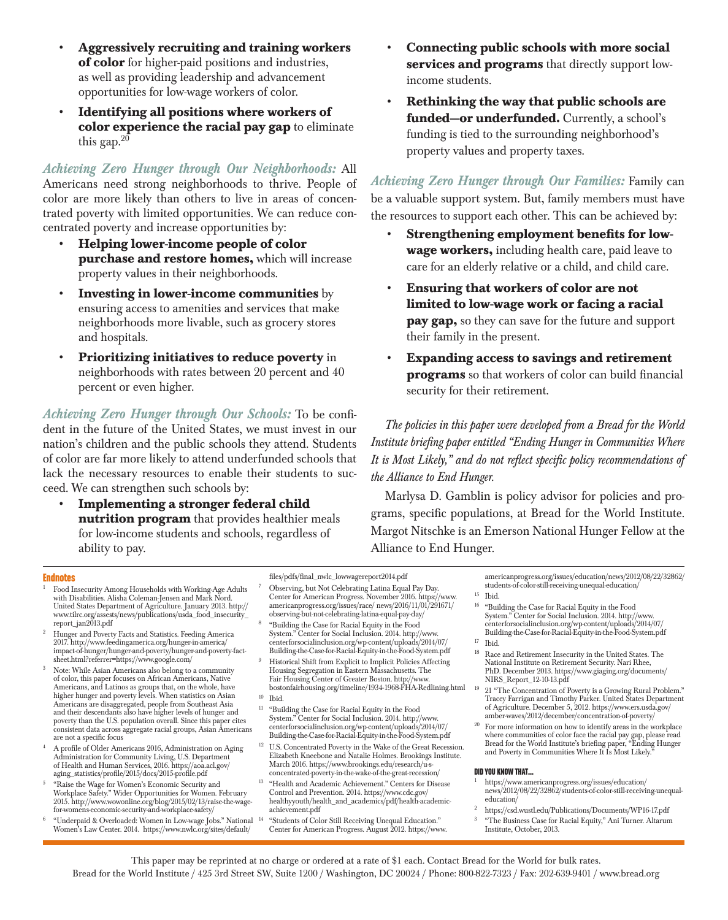- **Aggressively recruiting and training workers of color** for higher-paid positions and industries, as well as providing leadership and advancement opportunities for low-wage workers of color.
- **Identifying all positions where workers of color experience the racial pay gap** to eliminate this gap.[20]

*Achieving Zero Hunger through Our Neighborhoods:* All Americans need strong neighborhoods to thrive. People of color are more likely than others to live in areas of concentrated poverty with limited opportunities. We can reduce concentrated poverty and increase opportunities by:

- **Helping lower-income people of color purchase and restore homes,** which will increase property values in their neighborhoods.
- **Investing in lower-income communities** by ensuring access to amenities and services that make neighborhoods more livable, such as grocery stores and hospitals.
- **Prioritizing initiatives to reduce poverty** in neighborhoods with rates between 20 percent and 40 percent or even higher.

*Achieving Zero Hunger through Our Schools:* To be confident in the future of the United States, we must invest in our nation's children and the public schools they attend. Students of color are far more likely to attend underfunded schools that lack the necessary resources to enable their students to succeed. We can strengthen such schools by:

- **Implementing a stronger federal child nutrition program** that provides healthier meals for low-income students and schools, regardless of ability to pay.
- **Connecting public schools with more social services and programs** that directly support low-income students.
- **Rethinking the way that public schools are funded—or underfunded.** Currently, a school's funding is tied to the surrounding neighborhood's property values and property taxes.

*Achieving Zero Hunger through Our Families:* Family can be a valuable support system. But, family members must have the resources to support each other. This can be achieved by:

- **Strengthening employment benefits for low-wage workers,** including health care, paid leave to care for an elderly relative or a child, and child care.
- **Ensuring that workers of color are not limited to low-wage work or facing a racial pay gap,** so they can save for the future and support their family in the present.
- **Expanding access to savings and retirement programs** so that workers of color can build financial security for their retirement.

*The policies in this paper were developed from a Bread for the World Institute briefing paper entitled "Ending Hunger in Communities Where It is Most Likely," and do not reflect specific policy recommendations of the Alliance to End Hunger.*

Marlysa D. Gamblin is policy advisor for policies and programs, specific populations, at Bread for the World Institute. Margot Nitschke is an Emerson National Hunger Fellow at the Alliance to End Hunger.

## Endnotes

1. Food Insecurity Among Households with Working-Age Adults with Disabilities. Alisha Coleman-Jensen and Mark Nord. United States Department of Agriculture. January 2013. http://www.tilrc.org/assests/news/publications/usda_food_insecurity_report_jan2013.pdf
2. Hunger and Poverty Facts and Statistics. Feeding America 2017. http://www.feedingamerica.org/hunger-in-america/impact-of-hunger/hunger-and-poverty/hunger-and-poverty-fact-sheet.html?referrer=https://www.google.com/
3. Note: While Asian Americans also belong to a community of color, this paper focuses on African Americans, Native Americans, and Latinos as groups that, on the whole, have higher hunger and poverty levels. When statistics on Asian Americans are disaggregated, people from Southeast Asia and their descendants also have higher levels of hunger and poverty than the U.S. population overall. Since this paper cites consistent data across aggregate racial groups, Asian Americans are not a specific focus
4. A profile of Older Americans 2016, Administration on Aging Administration for Community Living, U.S. Department of Health and Human Services, 2016. https://aoa.acl.gov/aging_statistics/profile/2015/docs/2015-profile.pdf
5. "Raise the Wage for Women's Economic Security and Workplace Safety." Wider Opportunities for Women. February 2015. http://www.wowonline.org/blog/2015/02/13/raise-the-wage-for-womens-economic-security-and-workplace-safety/
6. "Underpaid & Overloaded: Women in Low-wage Jobs." National Women's Law Center. 2014. https://www.nwlc.org/sites/default/files/pdfs/final_nwlc_lowwagereport2014.pdf
7. Observing, but Not Celebrating Latina Equal Pay Day. Center for American Progress. November 2016. https://www.americanprogress.org/issues/race/ news/2016/11/01/291671/observing-but-not-celebrating-latina-equal-pay-day/
8. "Building the Case for Racial Equity in the Food System." Center for Social Inclusion. 2014. http://www.centerforsocialinclusion.org/wp-content/uploads/2014/07/Building-the-Case-for-Racial-Equity-in-the-Food-System.pdf
9. Historical Shift from Explicit to Implicit Policies Affecting Housing Segregation in Eastern Massachusetts. The Fair Housing Center of Greater Boston. http://www.bostonfairhousing.org/timeline/1934-1968-FHA-Redlining.html
10. Ibid.
11. "Building the Case for Racial Equity in the Food System." Center for Social Inclusion. 2014. http://www.centerforsocialinclusion.org/wp-content/uploads/2014/07/Building-the-Case-for-Racial-Equity-in-the-Food-System.pdf
12. U.S. Concentrated Poverty in the Wake of the Great Recession. Elizabeth Kneebone and Natalie Holmes. Brookings Institute. March 2016. https://www.brookings.edu/research/u-s-concentrated-poverty-in-the-wake-of-the-great-recession/
13. "Health and Academic Achievement." Centers for Disease Control and Prevention. 2014. https://www.cdc.gov/healthyyouth/health_and_academics/pdf/health-academic-achievement.pdf
14. "Students of Color Still Receiving Unequal Education." Center for American Progress. August 2012. https://www.americanprogress.org/issues/education/news/2012/08/22/32862/students-of-color-still-receiving-unequal-education/
15. Ibid.
16. "Building the Case for Racial Equity in the Food System." Center for Social Inclusion. 2014. http://www.centerforsocialinclusion.org/wp-content/uploads/2014/07/Building-the-Case-for-Racial-Equity-in-the-Food-System.pdf
17. Ibid.
18. Race and Retirement Insecurity in the United States. The National Institute on Retirement Security. Nari Rhee, PhD. December 2013. https://www.giaging.org/documents/NIRS_Report_12-10-13.pdf
19. 21 "The Concentration of Poverty is a Growing Rural Problem." Tracey Farrigan and Timothy Parker. United States Department of Agriculture. December 5, 2012. https://www.ers.usda.gov/amber-waves/2012/december/concentration-of-poverty/
20. For more information on how to identify areas in the workplace where communities of color face the racial pay gap, please read Bread for the World Institute's briefing paper, "Ending Hunger and Poverty in Communities Where It Is Most Likely."

### DID YOU KNOW THAT...

1. https://www.americanprogress.org/issues/education/news/2012/08/22/32862/students-of-color-still-receiving-unequal-education/
2. https://csd.wustl.edu/Publications/Documents/WP16-17.pdf
3. "The Business Case for Racial Equity," Ani Turner. Altarum Institute, October, 2013.

This paper may be reprinted at no charge or ordered at a rate of $1 each. Contact Bread for the World for bulk rates.

Bread for the World Institute / 425 3rd Street SW, Suite 1200 / Washington, DC 20024 / Phone: 800-822-7323 / Fax: 202-639-9401 / www.bread.org